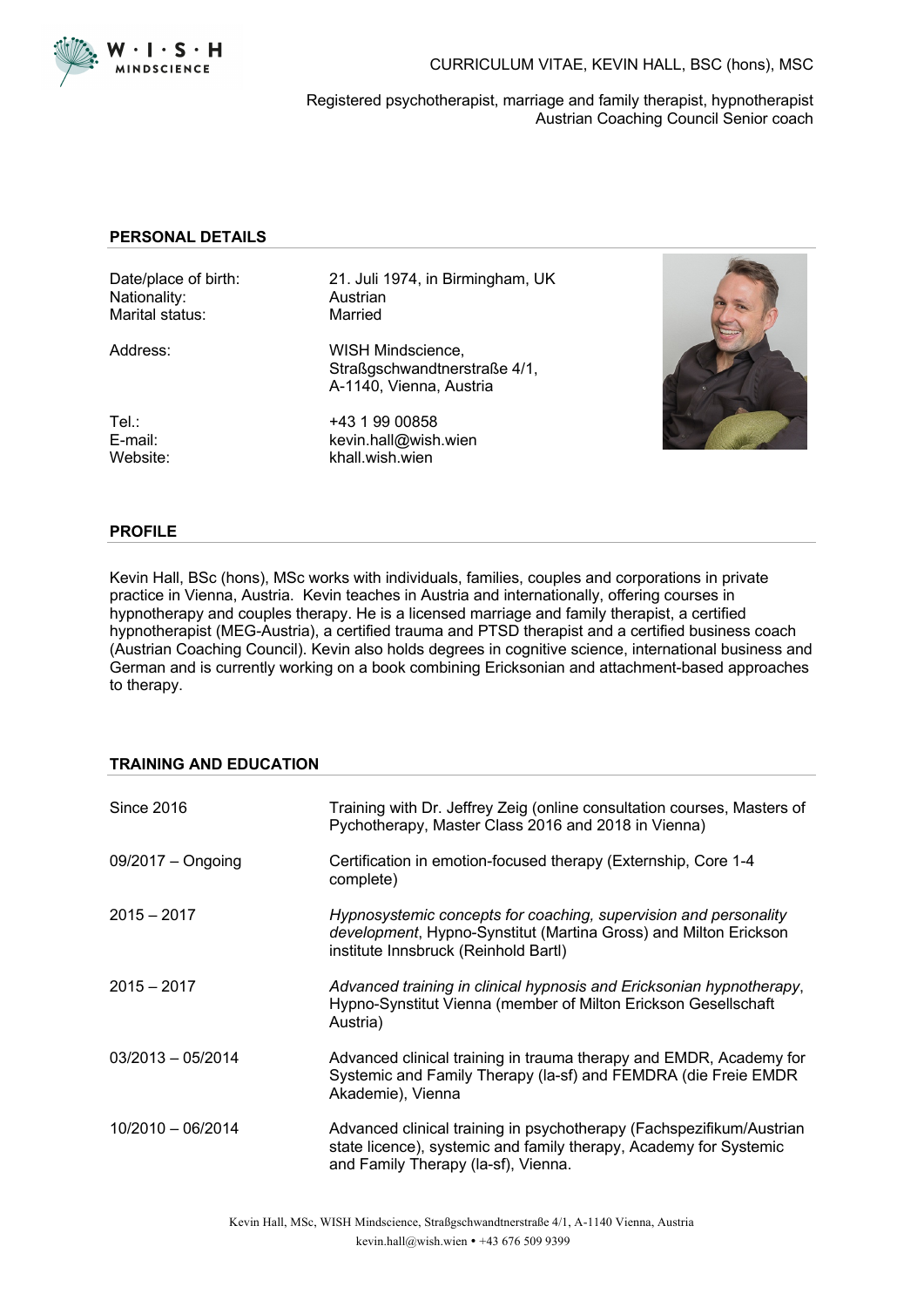CURRICULUM VITAE, KEVIN HALL, BSC (hons), MSC

Registered psychotherapist, marriage and family therapist, hypnotherapist
Austrian Coaching Council Senior coach

## PERSONAL DETAILS

| | |
|---|---|
| Date/place of birth: | 21. Juli 1974, in Birmingham, UK |
| Nationality: | Austrian |
| Marital status: | Married |
| Address: | WISH Mindscience, Straßgschwandtnerstraße 4/1, A-1140, Vienna, Austria |
| Tel.: | +43 1 99 00858 |
| E-mail: | kevin.hall@wish.wien |
| Website: | khall.wish.wien |

## PROFILE

Kevin Hall, BSc (hons), MSc works with individuals, families, couples and corporations in private practice in Vienna, Austria. Kevin teaches in Austria and internationally, offering courses in hypnotherapy and couples therapy. He is a licensed marriage and family therapist, a certified hypnotherapist (MEG-Austria), a certified trauma and PTSD therapist and a certified business coach (Austrian Coaching Council). Kevin also holds degrees in cognitive science, international business and German and is currently working on a book combining Ericksonian and attachment-based approaches to therapy.

## TRAINING AND EDUCATION

| | |
|---|---|
| Since 2016 | Training with Dr. Jeffrey Zeig (online consultation courses, Masters of Pychotherapy, Master Class 2016 and 2018 in Vienna) |
| 09/2017 – Ongoing | Certification in emotion-focused therapy (Externship, Core 1-4 complete) |
| 2015 – 2017 | *Hypnosystemic concepts for coaching, supervision and personality development*, Hypno-Synstitut (Martina Gross) and Milton Erickson institute Innsbruck (Reinhold Bartl) |
| 2015 – 2017 | *Advanced training in clinical hypnosis and Ericksonian hypnotherapy*, Hypno-Synstitut Vienna (member of Milton Erickson Gesellschaft Austria) |
| 03/2013 – 05/2014 | Advanced clinical training in trauma therapy and EMDR, Academy for Systemic and Family Therapy (la-sf) and FEMDRA (die Freie EMDR Akademie), Vienna |
| 10/2010 – 06/2014 | Advanced clinical training in psychotherapy (Fachspezifikum/Austrian state licence), systemic and family therapy, Academy for Systemic and Family Therapy (la-sf), Vienna. |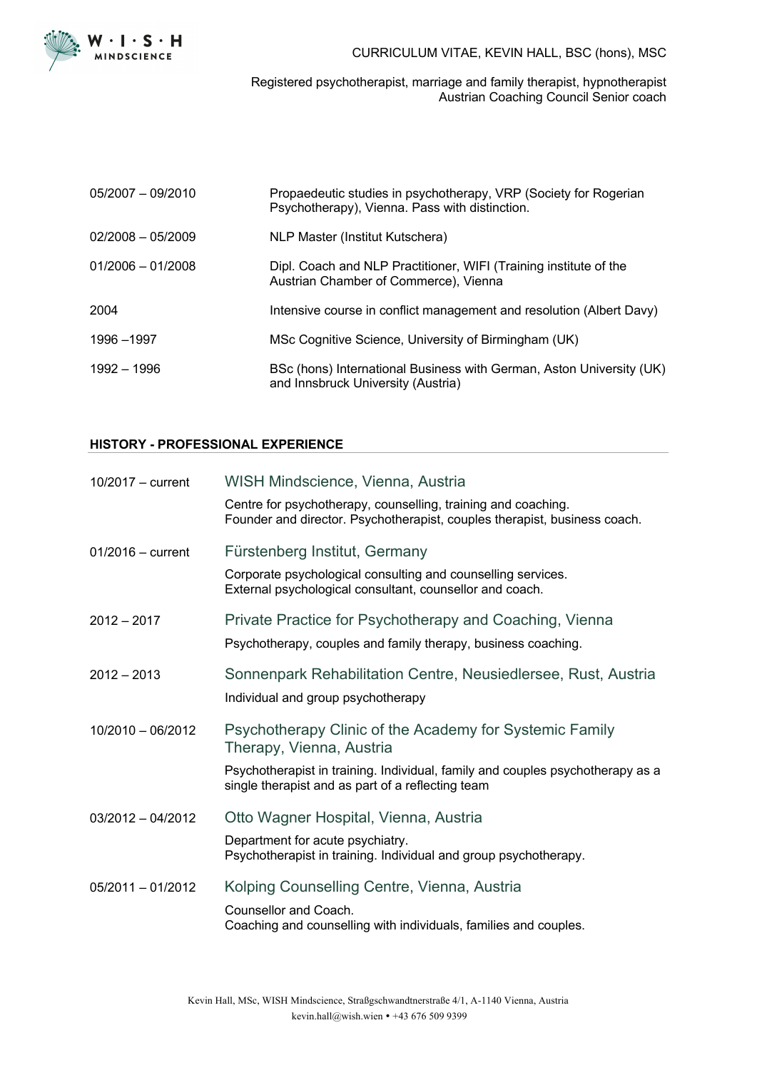CURRICULUM VITAE, KEVIN HALL, BSC (hons), MSC

Registered psychotherapist, marriage and family therapist, hypnotherapist
Austrian Coaching Council Senior coach

| | |
|---|---|
| 05/2007 – 09/2010 | Propaedeutic studies in psychotherapy, VRP (Society for Rogerian Psychotherapy), Vienna. Pass with distinction. |
| 02/2008 – 05/2009 | NLP Master (Institut Kutschera) |
| 01/2006 – 01/2008 | Dipl. Coach and NLP Practitioner, WIFI (Training institute of the Austrian Chamber of Commerce), Vienna |
| 2004 | Intensive course in conflict management and resolution (Albert Davy) |
| 1996 –1997 | MSc Cognitive Science, University of Birmingham (UK) |
| 1992 – 1996 | BSc (hons) International Business with German, Aston University (UK) and Innsbruck University (Austria) |

## HISTORY - PROFESSIONAL EXPERIENCE

**10/2017 – current** — **WISH Mindscience, Vienna, Austria**

Centre for psychotherapy, counselling, training and coaching.
Founder and director. Psychotherapist, couples therapist, business coach.

**01/2016 – current** — **Fürstenberg Institut, Germany**

Corporate psychological consulting and counselling services.
External psychological consultant, counsellor and coach.

**2012 – 2017** — **Private Practice for Psychotherapy and Coaching, Vienna**

Psychotherapy, couples and family therapy, business coaching.

**2012 – 2013** — **Sonnenpark Rehabilitation Centre, Neusiedlersee, Rust, Austria**

Individual and group psychotherapy

**10/2010 – 06/2012** — **Psychotherapy Clinic of the Academy for Systemic Family Therapy, Vienna, Austria**

Psychotherapist in training. Individual, family and couples psychotherapy as a single therapist and as part of a reflecting team

**03/2012 – 04/2012** — **Otto Wagner Hospital, Vienna, Austria**

Department for acute psychiatry.
Psychotherapist in training. Individual and group psychotherapy.

**05/2011 – 01/2012** — **Kolping Counselling Centre, Vienna, Austria**

Counsellor and Coach.
Coaching and counselling with individuals, families and couples.

Kevin Hall, MSc, WISH Mindscience, Straßgschwandtnerstraße 4/1, A-1140 Vienna, Austria
kevin.hall@wish.wien • +43 676 509 9399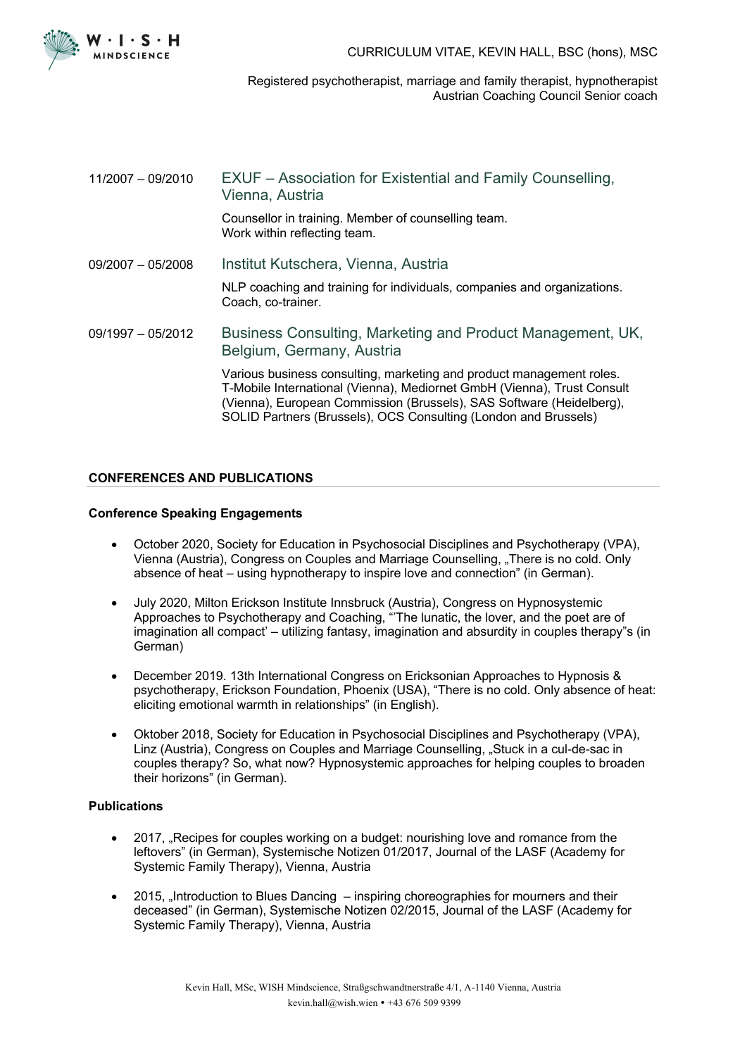| | |
|---|---|
| 11/2007 – 09/2010 | **EXUF – Association for Existential and Family Counselling, Vienna, Austria**<br>Counsellor in training. Member of counselling team.<br>Work within reflecting team. |
| 09/2007 – 05/2008 | **Institut Kutschera, Vienna, Austria**<br>NLP coaching and training for individuals, companies and organizations.<br>Coach, co-trainer. |
| 09/1997 – 05/2012 | **Business Consulting, Marketing and Product Management, UK, Belgium, Germany, Austria**<br>Various business consulting, marketing and product management roles.<br>T-Mobile International (Vienna), Mediornet GmbH (Vienna), Trust Consult (Vienna), European Commission (Brussels), SAS Software (Heidelberg), SOLID Partners (Brussels), OCS Consulting (London and Brussels) |

## CONFERENCES AND PUBLICATIONS

### Conference Speaking Engagements

- October 2020, Society for Education in Psychosocial Disciplines and Psychotherapy (VPA), Vienna (Austria), Congress on Couples and Marriage Counselling, „There is no cold. Only absence of heat – using hypnotherapy to inspire love and connection" (in German).
- July 2020, Milton Erickson Institute Innsbruck (Austria), Congress on Hypnosystemic Approaches to Psychotherapy and Coaching, "'The lunatic, the lover, and the poet are of imagination all compact' – utilizing fantasy, imagination and absurdity in couples therapy"s (in German)
- December 2019. 13th International Congress on Ericksonian Approaches to Hypnosis & psychotherapy, Erickson Foundation, Phoenix (USA), "There is no cold. Only absence of heat: eliciting emotional warmth in relationships" (in English).
- Oktober 2018, Society for Education in Psychosocial Disciplines and Psychotherapy (VPA), Linz (Austria), Congress on Couples and Marriage Counselling, „Stuck in a cul-de-sac in couples therapy? So, what now? Hypnosystemic approaches for helping couples to broaden their horizons" (in German).

### Publications

- 2017, „Recipes for couples working on a budget: nourishing love and romance from the leftovers" (in German), Systemische Notizen 01/2017, Journal of the LASF (Academy for Systemic Family Therapy), Vienna, Austria
- 2015, „Introduction to Blues Dancing – inspiring choreographies for mourners and their deceased" (in German), Systemische Notizen 02/2015, Journal of the LASF (Academy for Systemic Family Therapy), Vienna, Austria